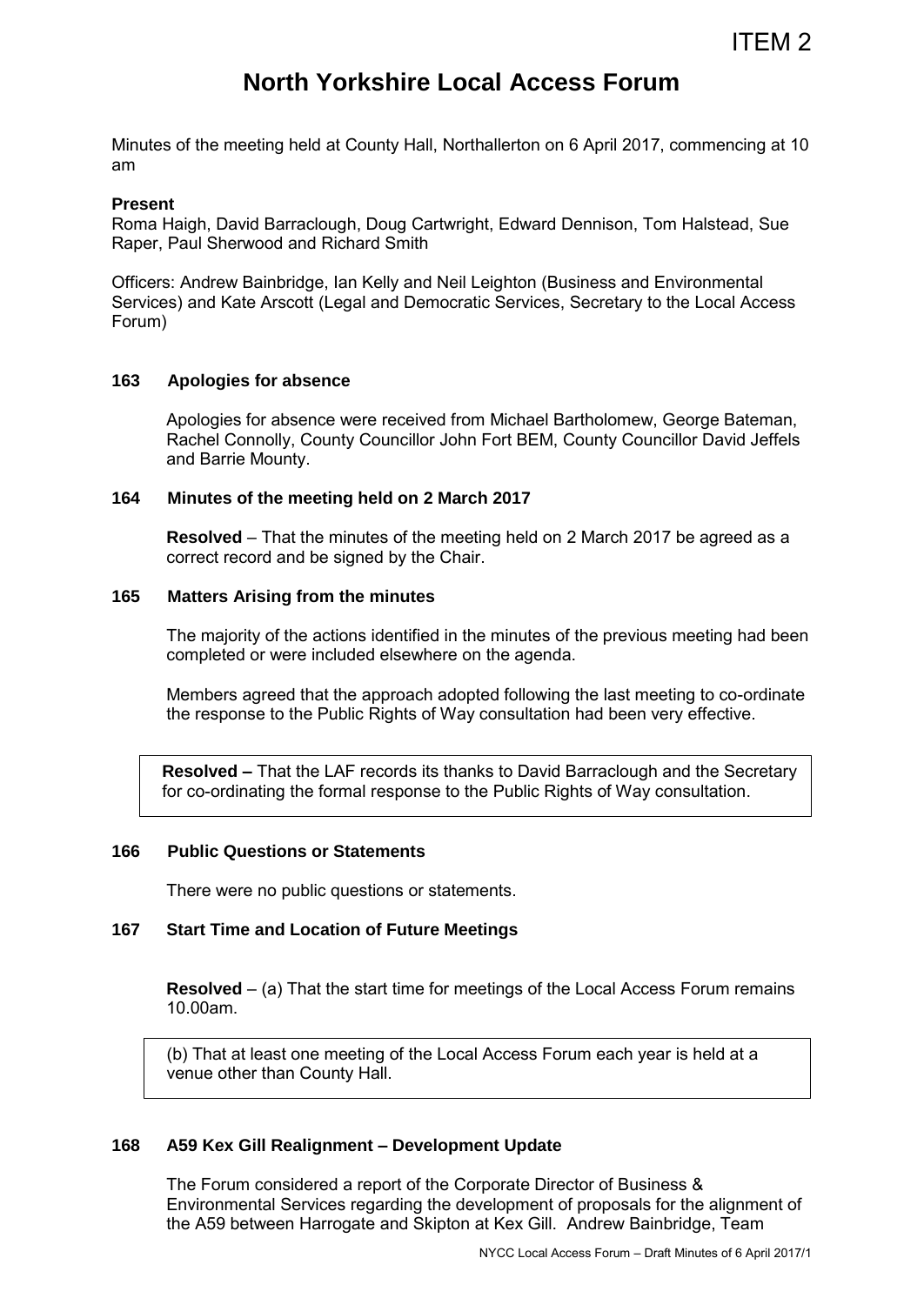ITEM 2

# North Yorkshire Local Access Forum

Minutes of the meeting held at County Hall, Northallerton on 6 April 2017, commencing at 10 am

**Present**
Roma Haigh, David Barraclough, Doug Cartwright, Edward Dennison, Tom Halstead, Sue Raper, Paul Sherwood and Richard Smith

Officers: Andrew Bainbridge, Ian Kelly and Neil Leighton (Business and Environmental Services) and Kate Arscott (Legal and Democratic Services, Secretary to the Local Access Forum)

### 163 Apologies for absence

Apologies for absence were received from Michael Bartholomew, George Bateman, Rachel Connolly, County Councillor John Fort BEM, County Councillor David Jeffels and Barrie Mounty.

### 164 Minutes of the meeting held on 2 March 2017

**Resolved** – That the minutes of the meeting held on 2 March 2017 be agreed as a correct record and be signed by the Chair.

### 165 Matters Arising from the minutes

The majority of the actions identified in the minutes of the previous meeting had been completed or were included elsewhere on the agenda.

Members agreed that the approach adopted following the last meeting to co-ordinate the response to the Public Rights of Way consultation had been very effective.

**Resolved –** That the LAF records its thanks to David Barraclough and the Secretary for co-ordinating the formal response to the Public Rights of Way consultation.

### 166 Public Questions or Statements

There were no public questions or statements.

### 167 Start Time and Location of Future Meetings

**Resolved** – (a) That the start time for meetings of the Local Access Forum remains 10.00am.

(b) That at least one meeting of the Local Access Forum each year is held at a venue other than County Hall.

### 168 A59 Kex Gill Realignment – Development Update

The Forum considered a report of the Corporate Director of Business & Environmental Services regarding the development of proposals for the alignment of the A59 between Harrogate and Skipton at Kex Gill. Andrew Bainbridge, Team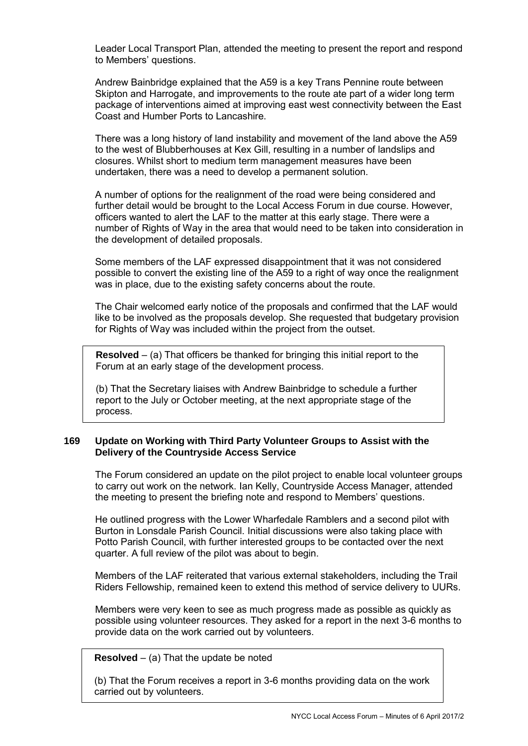Leader Local Transport Plan, attended the meeting to present the report and respond to Members' questions.

Andrew Bainbridge explained that the A59 is a key Trans Pennine route between Skipton and Harrogate, and improvements to the route ate part of a wider long term package of interventions aimed at improving east west connectivity between the East Coast and Humber Ports to Lancashire.

There was a long history of land instability and movement of the land above the A59 to the west of Blubberhouses at Kex Gill, resulting in a number of landslips and closures. Whilst short to medium term management measures have been undertaken, there was a need to develop a permanent solution.

A number of options for the realignment of the road were being considered and further detail would be brought to the Local Access Forum in due course. However, officers wanted to alert the LAF to the matter at this early stage. There were a number of Rights of Way in the area that would need to be taken into consideration in the development of detailed proposals.

Some members of the LAF expressed disappointment that it was not considered possible to convert the existing line of the A59 to a right of way once the realignment was in place, due to the existing safety concerns about the route.

The Chair welcomed early notice of the proposals and confirmed that the LAF would like to be involved as the proposals develop. She requested that budgetary provision for Rights of Way was included within the project from the outset.

**Resolved** – (a) That officers be thanked for bringing this initial report to the Forum at an early stage of the development process.

(b) That the Secretary liaises with Andrew Bainbridge to schedule a further report to the July or October meeting, at the next appropriate stage of the process.

## 169 Update on Working with Third Party Volunteer Groups to Assist with the Delivery of the Countryside Access Service

The Forum considered an update on the pilot project to enable local volunteer groups to carry out work on the network. Ian Kelly, Countryside Access Manager, attended the meeting to present the briefing note and respond to Members' questions.

He outlined progress with the Lower Wharfedale Ramblers and a second pilot with Burton in Lonsdale Parish Council. Initial discussions were also taking place with Potto Parish Council, with further interested groups to be contacted over the next quarter. A full review of the pilot was about to begin.

Members of the LAF reiterated that various external stakeholders, including the Trail Riders Fellowship, remained keen to extend this method of service delivery to UURs.

Members were very keen to see as much progress made as possible as quickly as possible using volunteer resources. They asked for a report in the next 3-6 months to provide data on the work carried out by volunteers.

**Resolved** – (a) That the update be noted

(b) That the Forum receives a report in 3-6 months providing data on the work carried out by volunteers.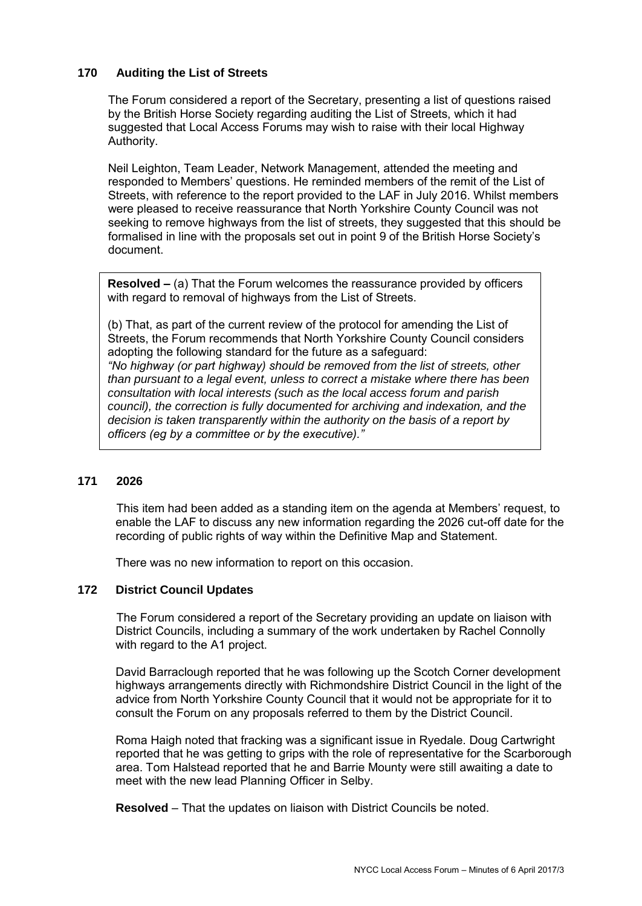### 170 Auditing the List of Streets

The Forum considered a report of the Secretary, presenting a list of questions raised by the British Horse Society regarding auditing the List of Streets, which it had suggested that Local Access Forums may wish to raise with their local Highway Authority.

Neil Leighton, Team Leader, Network Management, attended the meeting and responded to Members' questions. He reminded members of the remit of the List of Streets, with reference to the report provided to the LAF in July 2016. Whilst members were pleased to receive reassurance that North Yorkshire County Council was not seeking to remove highways from the list of streets, they suggested that this should be formalised in line with the proposals set out in point 9 of the British Horse Society's document.

**Resolved –** (a) That the Forum welcomes the reassurance provided by officers with regard to removal of highways from the List of Streets.

(b) That, as part of the current review of the protocol for amending the List of Streets, the Forum recommends that North Yorkshire County Council considers adopting the following standard for the future as a safeguard:
*"No highway (or part highway) should be removed from the list of streets, other than pursuant to a legal event, unless to correct a mistake where there has been consultation with local interests (such as the local access forum and parish council), the correction is fully documented for archiving and indexation, and the decision is taken transparently within the authority on the basis of a report by officers (eg by a committee or by the executive)."*

### 171 2026

This item had been added as a standing item on the agenda at Members' request, to enable the LAF to discuss any new information regarding the 2026 cut-off date for the recording of public rights of way within the Definitive Map and Statement.

There was no new information to report on this occasion.

### 172 District Council Updates

The Forum considered a report of the Secretary providing an update on liaison with District Councils, including a summary of the work undertaken by Rachel Connolly with regard to the A1 project.

David Barraclough reported that he was following up the Scotch Corner development highways arrangements directly with Richmondshire District Council in the light of the advice from North Yorkshire County Council that it would not be appropriate for it to consult the Forum on any proposals referred to them by the District Council.

Roma Haigh noted that fracking was a significant issue in Ryedale. Doug Cartwright reported that he was getting to grips with the role of representative for the Scarborough area. Tom Halstead reported that he and Barrie Mounty were still awaiting a date to meet with the new lead Planning Officer in Selby.

**Resolved** – That the updates on liaison with District Councils be noted.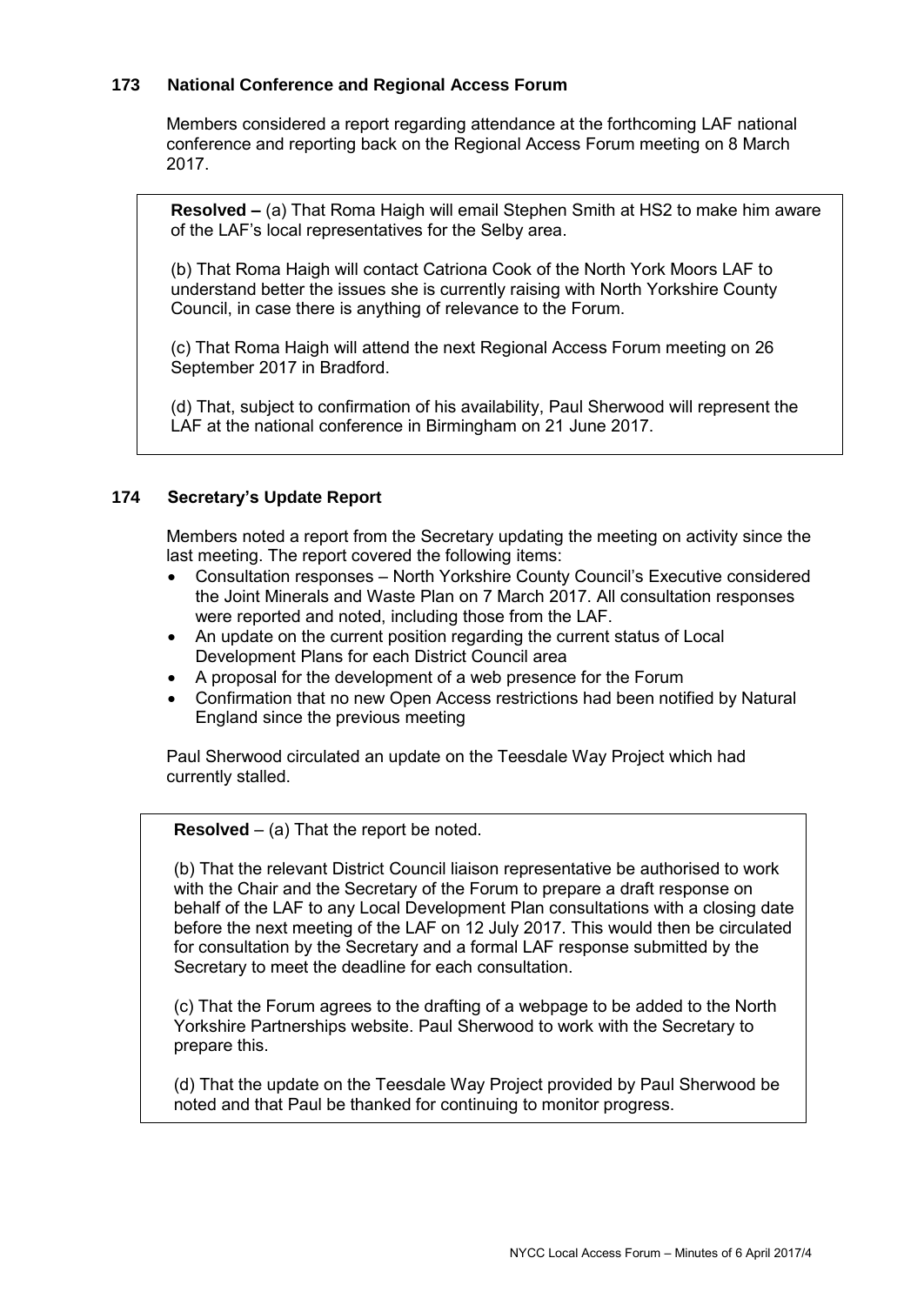## 173 National Conference and Regional Access Forum

Members considered a report regarding attendance at the forthcoming LAF national conference and reporting back on the Regional Access Forum meeting on 8 March 2017.

> **Resolved –** (a) That Roma Haigh will email Stephen Smith at HS2 to make him aware of the LAF's local representatives for the Selby area.
>
> (b) That Roma Haigh will contact Catriona Cook of the North York Moors LAF to understand better the issues she is currently raising with North Yorkshire County Council, in case there is anything of relevance to the Forum.
>
> (c) That Roma Haigh will attend the next Regional Access Forum meeting on 26 September 2017 in Bradford.
>
> (d) That, subject to confirmation of his availability, Paul Sherwood will represent the LAF at the national conference in Birmingham on 21 June 2017.

## 174 Secretary's Update Report

Members noted a report from the Secretary updating the meeting on activity since the last meeting. The report covered the following items:

- Consultation responses – North Yorkshire County Council's Executive considered the Joint Minerals and Waste Plan on 7 March 2017. All consultation responses were reported and noted, including those from the LAF.
- An update on the current position regarding the current status of Local Development Plans for each District Council area
- A proposal for the development of a web presence for the Forum
- Confirmation that no new Open Access restrictions had been notified by Natural England since the previous meeting

Paul Sherwood circulated an update on the Teesdale Way Project which had currently stalled.

> **Resolved** – (a) That the report be noted.
>
> (b) That the relevant District Council liaison representative be authorised to work with the Chair and the Secretary of the Forum to prepare a draft response on behalf of the LAF to any Local Development Plan consultations with a closing date before the next meeting of the LAF on 12 July 2017. This would then be circulated for consultation by the Secretary and a formal LAF response submitted by the Secretary to meet the deadline for each consultation.
>
> (c) That the Forum agrees to the drafting of a webpage to be added to the North Yorkshire Partnerships website. Paul Sherwood to work with the Secretary to prepare this.
>
> (d) That the update on the Teesdale Way Project provided by Paul Sherwood be noted and that Paul be thanked for continuing to monitor progress.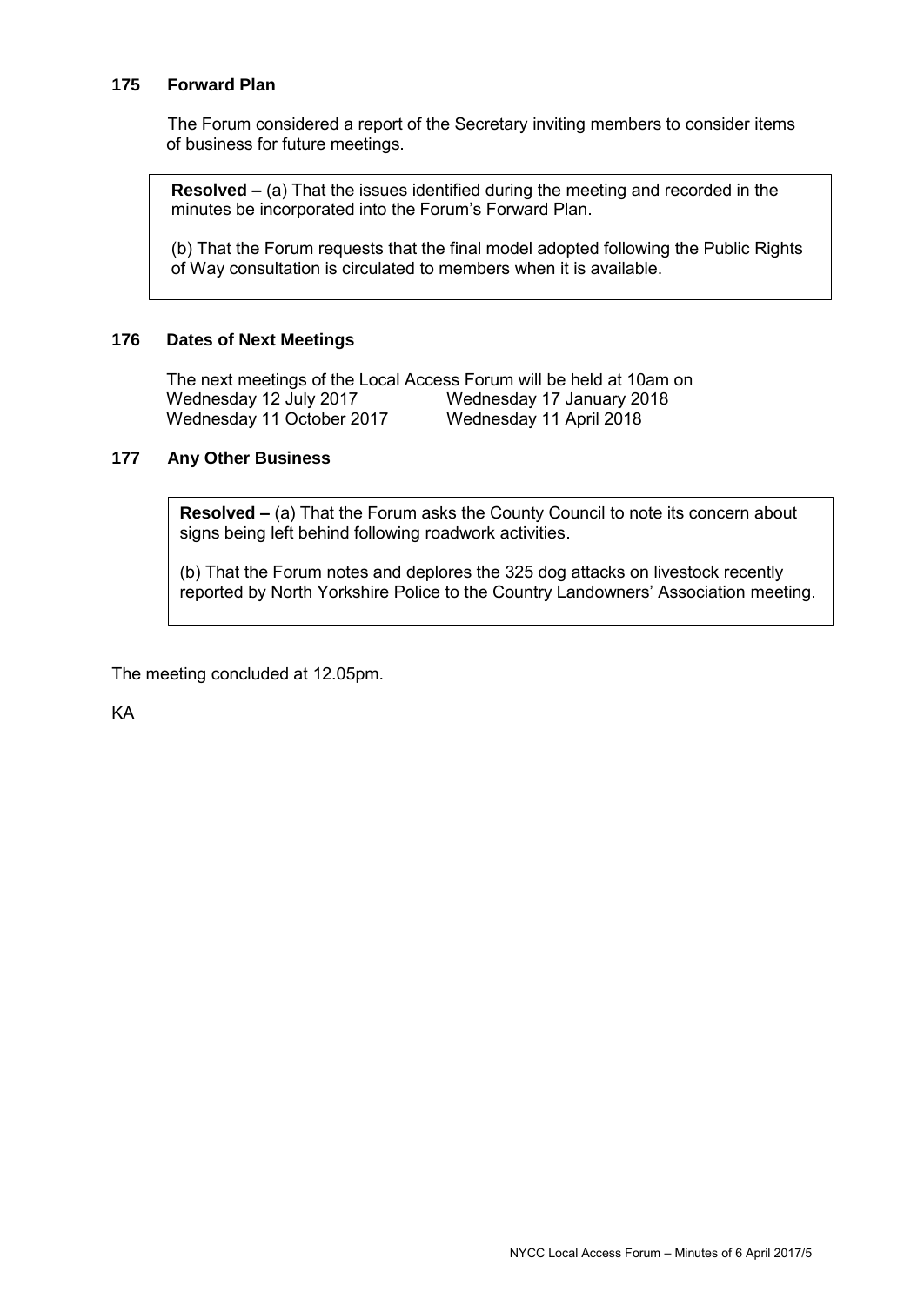## 175 Forward Plan

The Forum considered a report of the Secretary inviting members to consider items of business for future meetings.

**Resolved –** (a) That the issues identified during the meeting and recorded in the minutes be incorporated into the Forum's Forward Plan.

(b) That the Forum requests that the final model adopted following the Public Rights of Way consultation is circulated to members when it is available.

## 176 Dates of Next Meetings

The next meetings of the Local Access Forum will be held at 10am on

| | |
|---|---|
| Wednesday 12 July 2017 | Wednesday 17 January 2018 |
| Wednesday 11 October 2017 | Wednesday 11 April 2018 |

## 177 Any Other Business

**Resolved –** (a) That the Forum asks the County Council to note its concern about signs being left behind following roadwork activities.

(b) That the Forum notes and deplores the 325 dog attacks on livestock recently reported by North Yorkshire Police to the Country Landowners' Association meeting.

The meeting concluded at 12.05pm.

KA